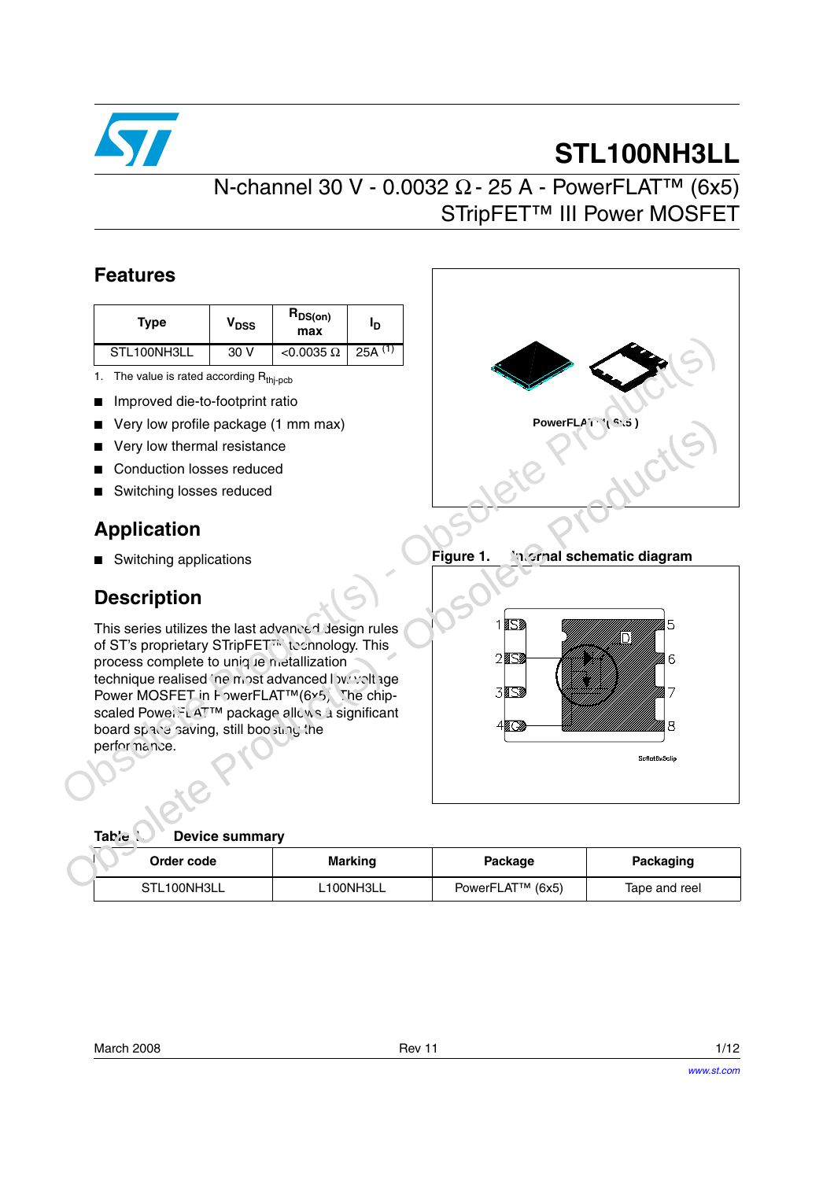# STL100NH3LL

## N-channel 30 V - 0.0032 Ω - 25 A - PowerFLAT™ (6x5) STripFET™ III Power MOSFET

## Features

| Type | $V_{DSS}$ | $R_{DS(on)}$ max | $I_D$ |
|---|---|---|---|
| STL100NH3LL | 30 V | <0.0035 Ω | 25A (1) |

1. The value is rated according $R_{thj-pcb}$

- Improved die-to-footprint ratio
- Very low profile package (1 mm max)
- Very low thermal resistance
- Conduction losses reduced
- Switching losses reduced

PowerFLAT™(6x5)

## Application

- Switching applications

## Description

This series utilizes the last advanced design rules of ST's proprietary STripFET™ technology. This process complete to unique metallization technique realised the most advanced low voltage Power MOSFET in PowerFLAT™(6x5). The chip-scaled PowerFLAT™ package allows a significant board space saving, still boosting the performance.

Figure 1. Internal schematic diagram

Table 1. Device summary

| Order code | Marking | Package | Packaging |
|---|---|---|---|
| STL100NH3LL | L100NH3LL | PowerFLAT™ (6x5) | Tape and reel |

March 2008 Rev 11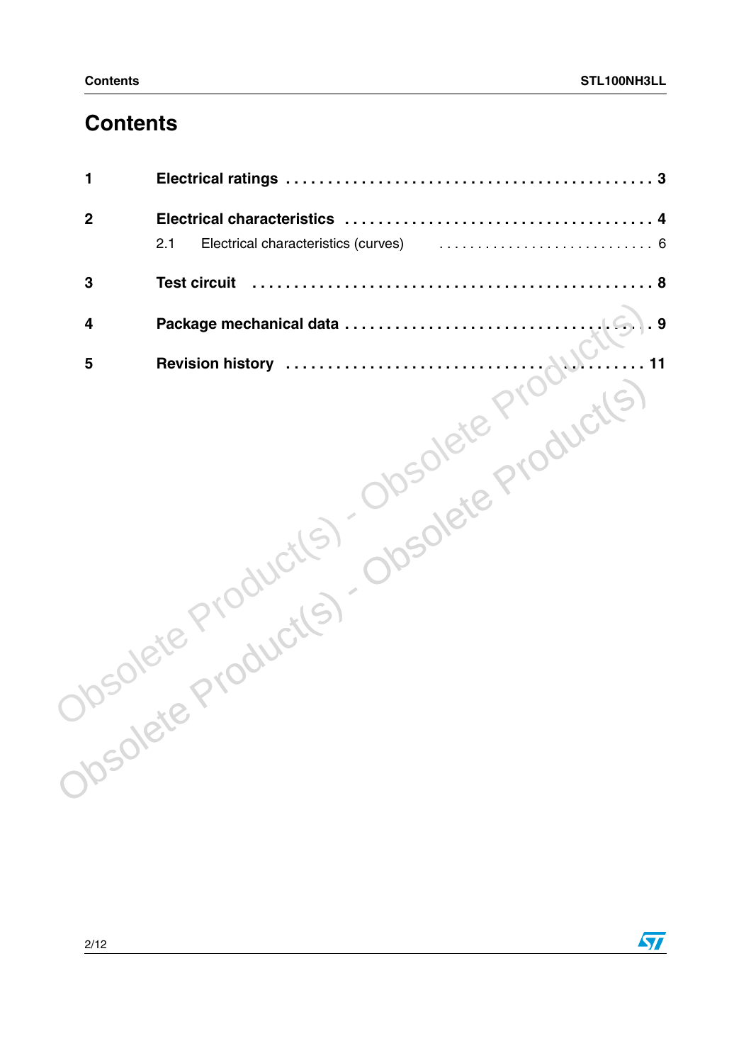# Contents

1 **Electrical ratings** . . . . . . . . . . . . . . . . . . . . . . . . . . . . . . . . . . . . . . . . . . . . 3

2 **Electrical characteristics** . . . . . . . . . . . . . . . . . . . . . . . . . . . . . . . . . . . . 4

2.1 Electrical characteristics (curves) . . . . . . . . . . . . . . . . . . . . . . . . . . . 6

3 **Test circuit** . . . . . . . . . . . . . . . . . . . . . . . . . . . . . . . . . . . . . . . . . . . . . . . . 8

4 **Package mechanical data** . . . . . . . . . . . . . . . . . . . . . . . . . . . . . . . . . . . 9

5 **Revision history** . . . . . . . . . . . . . . . . . . . . . . . . . . . . . . . . . . . . . . . . . 11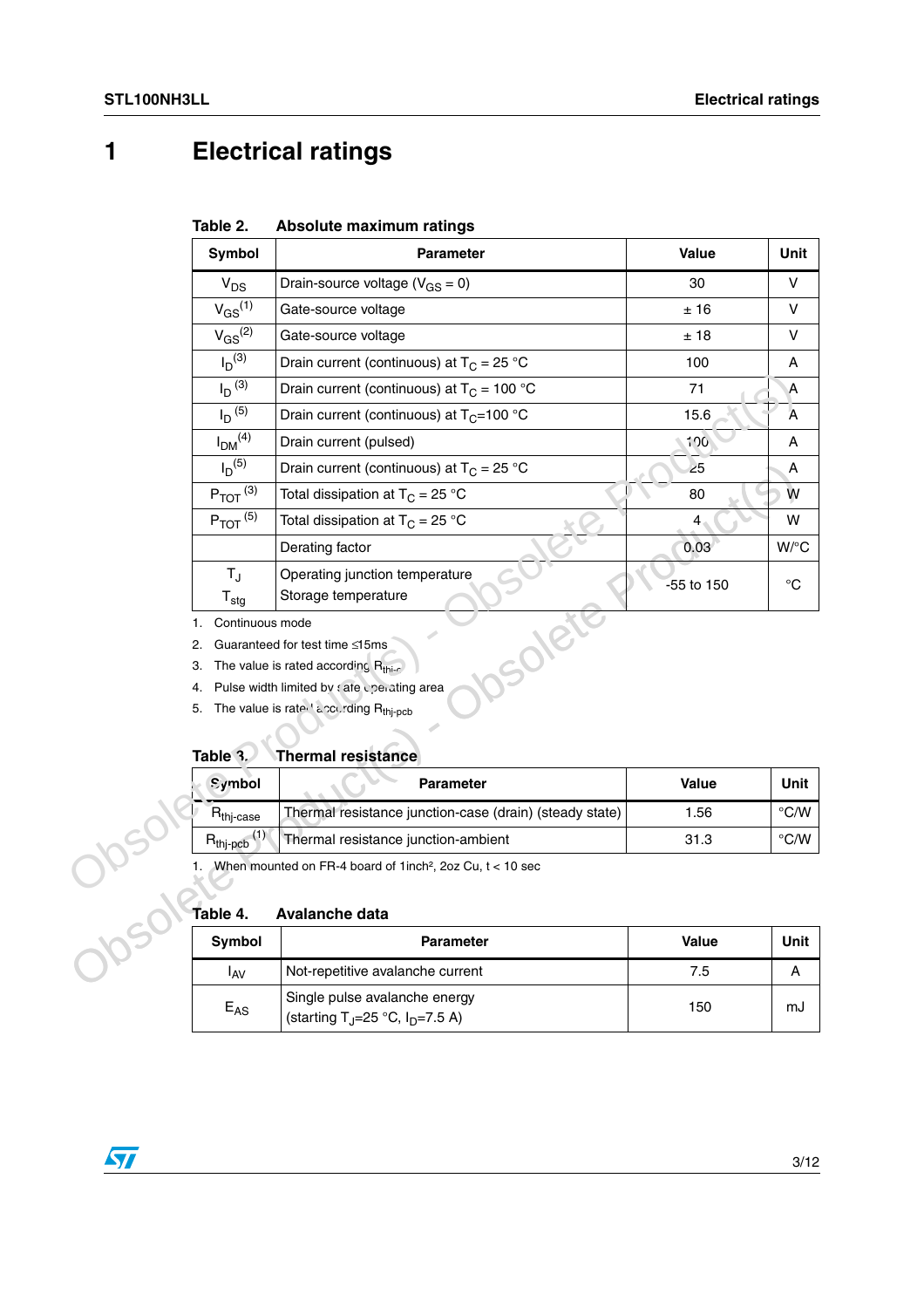# 1 Electrical ratings

**Table 2. Absolute maximum ratings**

| Symbol | Parameter | Value | Unit |
|---|---|---|---|
| $V_{DS}$ | Drain-source voltage ($V_{GS}$ = 0) | 30 | V |
| $V_{GS}$ (1) | Gate-source voltage | ± 16 | V |
| $V_{GS}$ (2) | Gate-source voltage | ± 18 | V |
| $I_D$ (3) | Drain current (continuous) at $T_C$ = 25 °C | 100 | A |
| $I_D$ (3) | Drain current (continuous) at $T_C$ = 100 °C | 71 | A |
| $I_D$ (5) | Drain current (continuous) at $T_C$=100 °C | 15.6 | A |
| $I_{DM}$ (4) | Drain current (pulsed) | 100 | A |
| $I_D$ (5) | Drain current (continuous) at $T_C$ = 25 °C | 25 | A |
| $P_{TOT}$ (3) | Total dissipation at $T_C$ = 25 °C | 80 | W |
| $P_{TOT}$ (5) | Total dissipation at $T_C$ = 25 °C | 4 | W |
| | Derating factor | 0.03 | W/°C |
| $T_J$<br>$T_{stg}$ | Operating junction temperature<br>Storage temperature | -55 to 150 | °C |

1. Continuous mode
2. Guaranteed for test time ≤15ms
3. The value is rated according $R_{thj-c}$
4. Pulse width limited by safe operating area
5. The value is rated according $R_{thj-pcb}$

**Table 3. Thermal resistance**

| Symbol | Parameter | Value | Unit |
|---|---|---|---|
| $R_{thj-case}$ | Thermal resistance junction-case (drain) (steady state) | 1.56 | °C/W |
| $R_{thj-pcb}$ (1) | Thermal resistance junction-ambient | 31.3 | °C/W |

1. When mounted on FR-4 board of 1inch², 2oz Cu, t < 10 sec

**Table 4. Avalanche data**

| Symbol | Parameter | Value | Unit |
|---|---|---|---|
| $I_{AV}$ | Not-repetitive avalanche current | 7.5 | A |
| $E_{AS}$ | Single pulse avalanche energy<br>(starting $T_J$=25 °C, $I_D$=7.5 A) | 150 | mJ |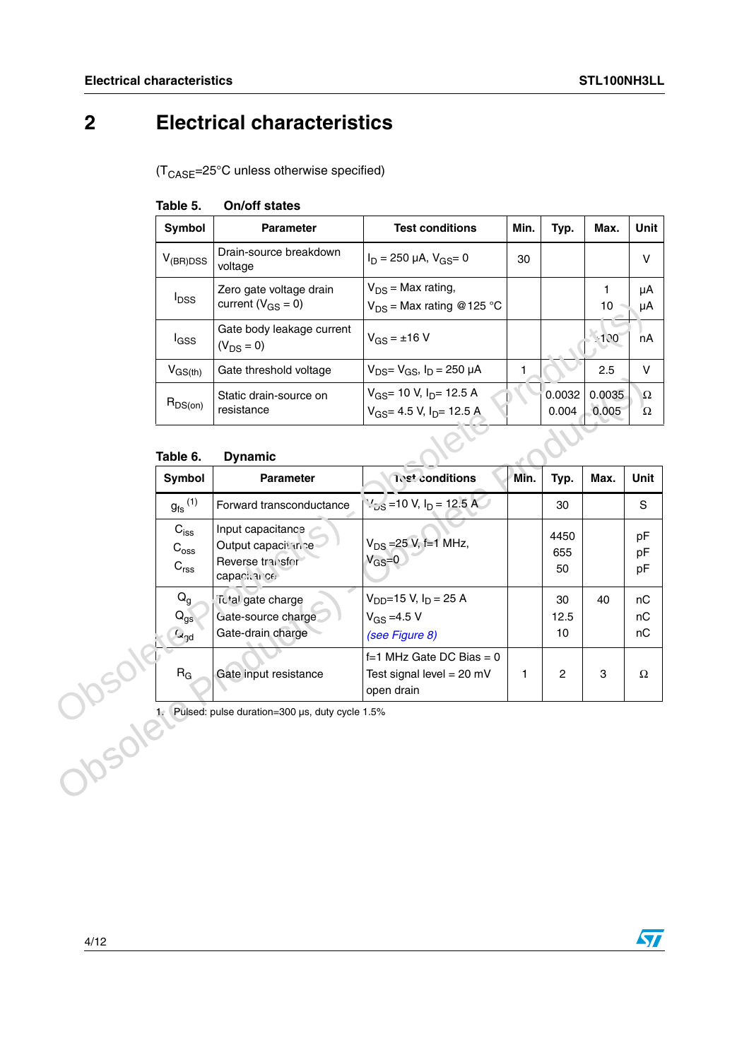# 2 Electrical characteristics

($T_{CASE}$=25°C unless otherwise specified)

**Table 5. On/off states**

| Symbol | Parameter | Test conditions | Min. | Typ. | Max. | Unit |
|---|---|---|---|---|---|---|
| $V_{(BR)DSS}$ | Drain-source breakdown voltage | $I_D$ = 250 µA, $V_{GS}$= 0 | 30 | | | V |
| $I_{DSS}$ | Zero gate voltage drain current ($V_{GS}$ = 0) | $V_{DS}$ = Max rating,<br>$V_{DS}$ = Max rating @125 °C | | | 1<br>10 | µA<br>µA |
| $I_{GSS}$ | Gate body leakage current ($V_{DS}$ = 0) | $V_{GS}$ = ±16 V | | | ±100 | nA |
| $V_{GS(th)}$ | Gate threshold voltage | $V_{DS}$= $V_{GS}$, $I_D$ = 250 µA | 1 | | 2.5 | V |
| $R_{DS(on)}$ | Static drain-source on resistance | $V_{GS}$= 10 V, $I_D$= 12.5 A<br>$V_{GS}$= 4.5 V, $I_D$= 12.5 A | | 0.0032<br>0.004 | 0.0035<br>0.005 | Ω<br>Ω |

**Table 6. Dynamic**

| Symbol | Parameter | Test conditions | Min. | Typ. | Max. | Unit |
|---|---|---|---|---|---|---|
| $g_{fs}$ (1) | Forward transconductance | $V_{DS}$ =10 V, $I_D$ = 12.5 A | | 30 | | S |
| $C_{iss}$<br>$C_{oss}$<br>$C_{rss}$ | Input capacitance<br>Output capacitance<br>Reverse transfer capacitance | $V_{DS}$ =25 V, f=1 MHz,<br>$V_{GS}$=0 | | 4450<br>655<br>50 | | pF<br>pF<br>pF |
| $Q_g$<br>$Q_{gs}$<br>$Q_{gd}$ | Total gate charge<br>Gate-source charge<br>Gate-drain charge | $V_{DD}$=15 V, $I_D$ = 25 A<br>$V_{GS}$ =4.5 V<br>*(see Figure 8)* | | 30<br>12.5<br>10 | 40 | nC<br>nC<br>nC |
| $R_G$ | Gate input resistance | f=1 MHz Gate DC Bias = 0<br>Test signal level = 20 mV<br>open drain | 1 | 2 | 3 | Ω |

1. Pulsed: pulse duration=300 µs, duty cycle 1.5%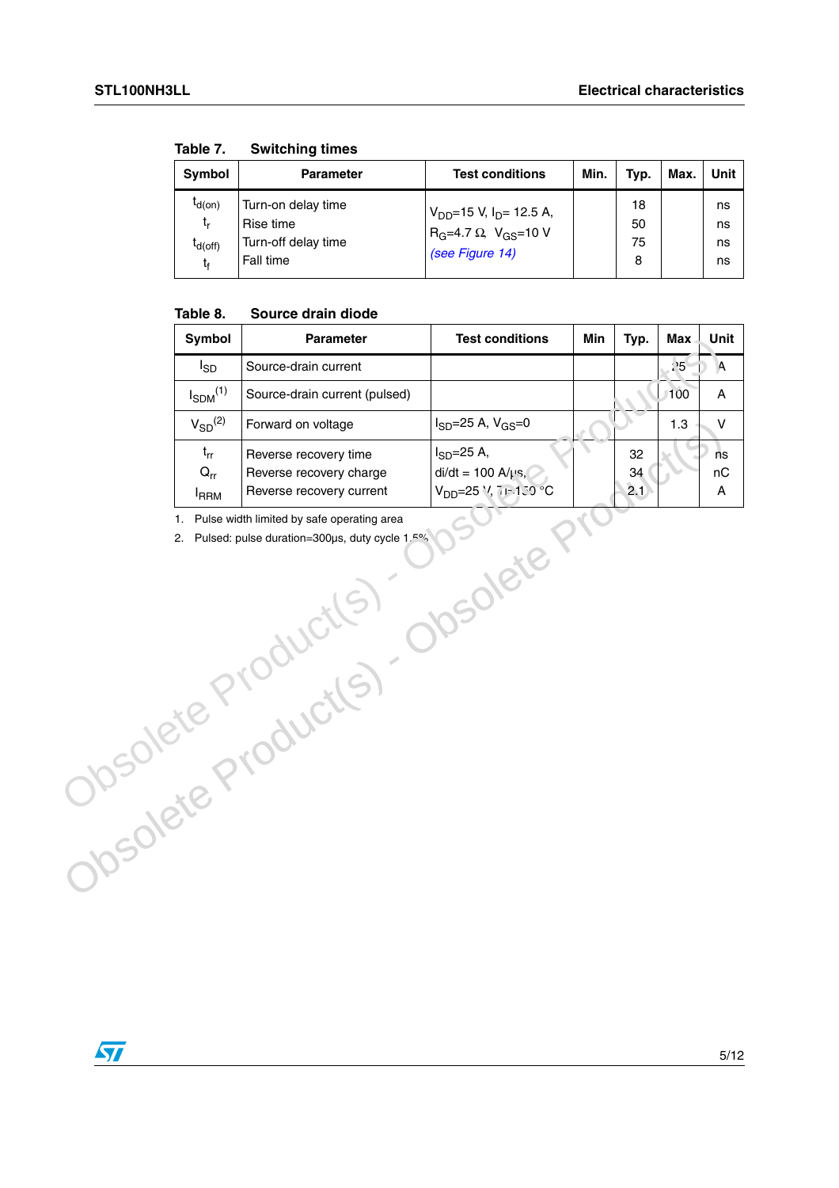Table 7. Switching times

| Symbol | Parameter | Test conditions | Min. | Typ. | Max. | Unit |
|---|---|---|---|---|---|---|
| $t_{d(on)}$<br>$t_r$<br>$t_{d(off)}$<br>$t_f$ | Turn-on delay time<br>Rise time<br>Turn-off delay time<br>Fall time | $V_{DD}$=15 V, $I_D$= 12.5 A,<br>$R_G$=4.7 Ω, $V_{GS}$=10 V<br>*(see Figure 14)* | | 18<br>50<br>75<br>8 | | ns<br>ns<br>ns<br>ns |

Table 8. Source drain diode

| Symbol | Parameter | Test conditions | Min | Typ. | Max | Unit |
|---|---|---|---|---|---|---|
| $I_{SD}$ | Source-drain current | | | | 25 | A |
| $I_{SDM}$[1] | Source-drain current (pulsed) | | | | 100 | A |
| $V_{SD}$[2] | Forward on voltage | $I_{SD}$=25 A, $V_{GS}$=0 | | | 1.3 | V |
| $t_{rr}$<br>$Q_{rr}$<br>$I_{RRM}$ | Reverse recovery time<br>Reverse recovery charge<br>Reverse recovery current | $I_{SD}$=25 A,<br>di/dt = 100 A/µs,<br>$V_{DD}$=25 V, $T_j$=150 °C | | 32<br>34<br>2.1 | | ns<br>nC<br>A |

1. Pulse width limited by safe operating area
2. Pulsed: pulse duration=300µs, duty cycle 1.5%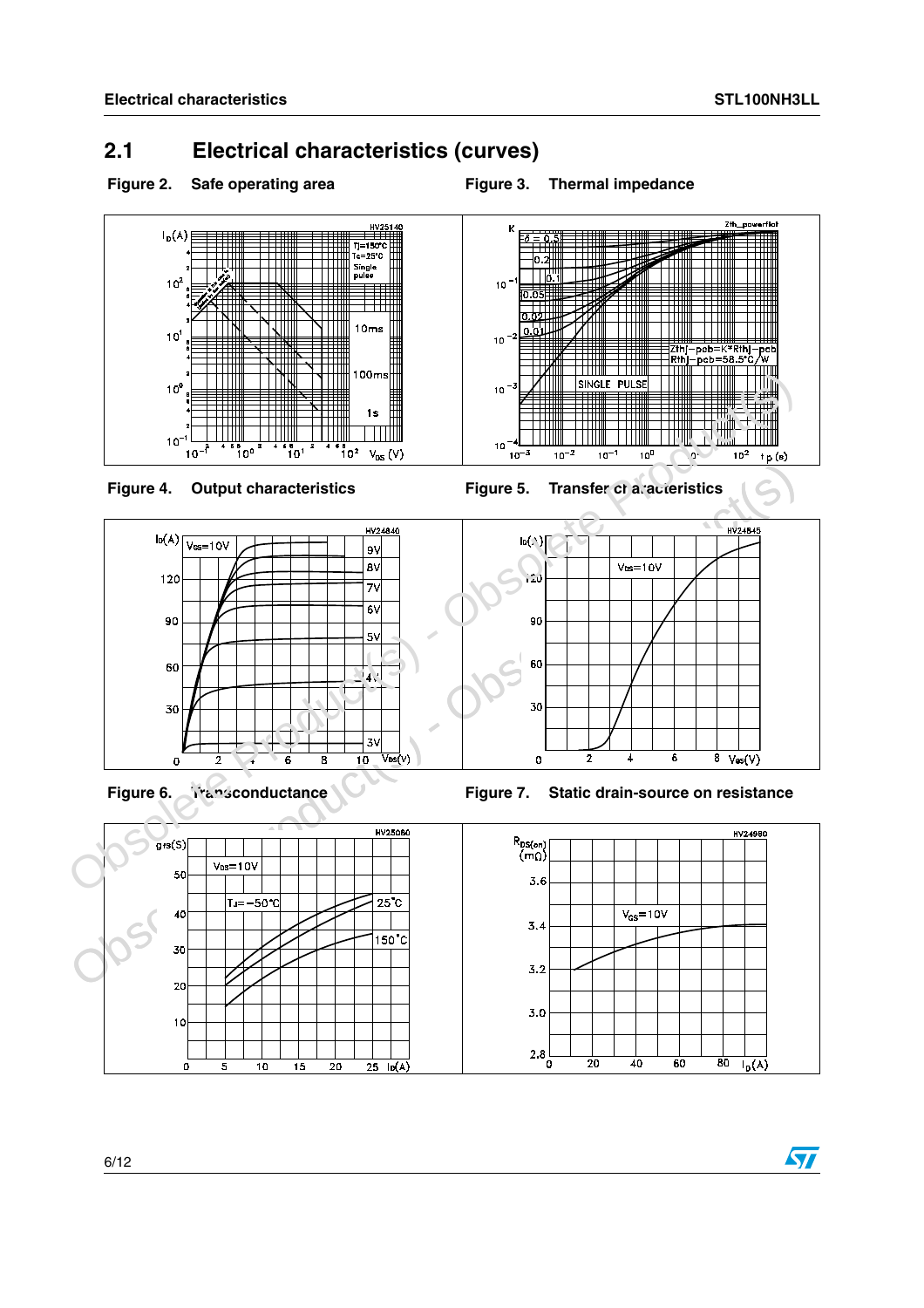## 2.1 Electrical characteristics (curves)

Figure 2. Safe operating area

Figure 3. Thermal impedance

Figure 4. Output characteristics

Figure 5. Transfer characteristics

Figure 6. Transconductance

Figure 7. Static drain-source on resistance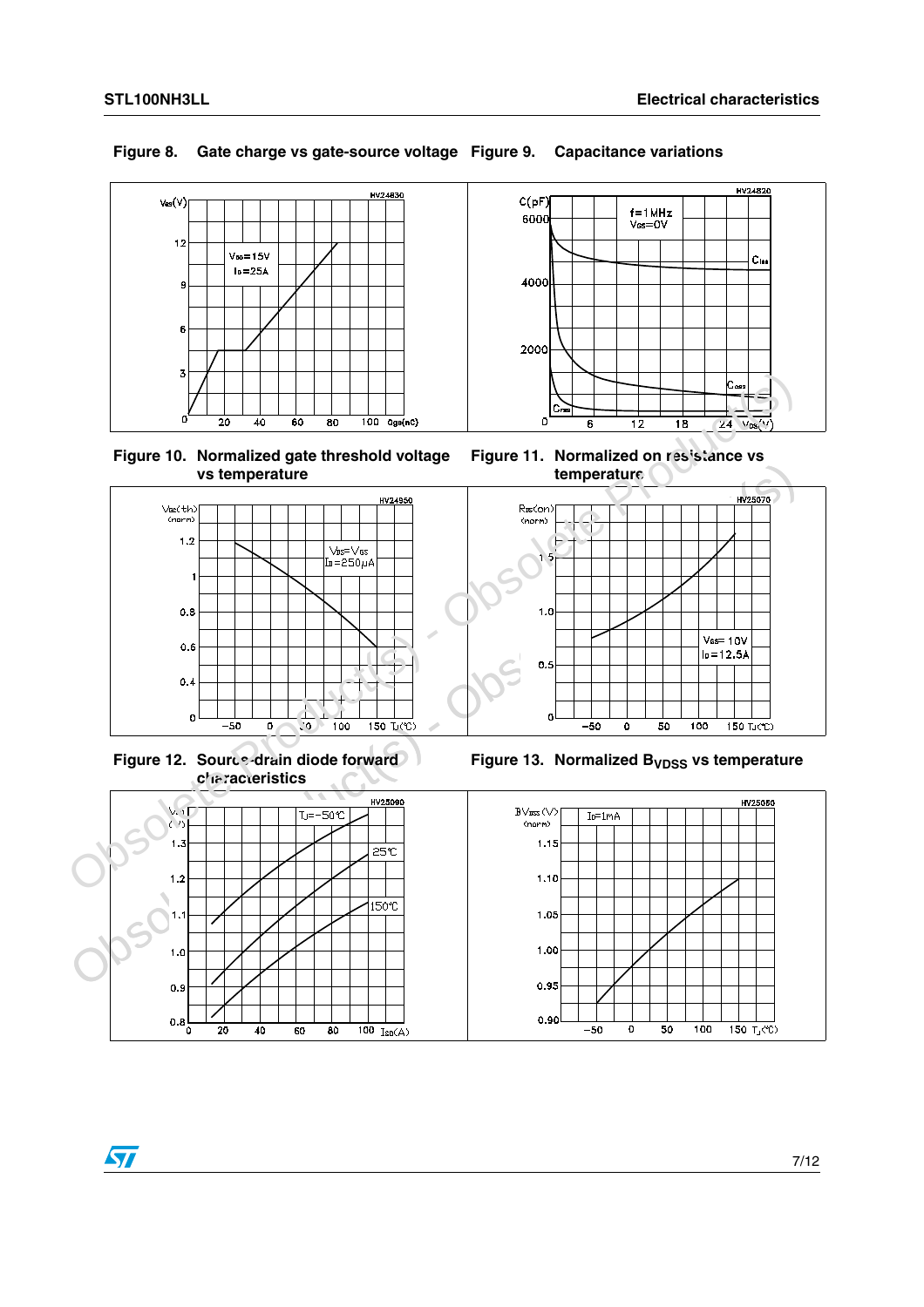Figure 8. Gate charge vs gate-source voltage

Figure 9. Capacitance variations

Figure 10. Normalized gate threshold voltage vs temperature

Figure 11. Normalized on resistance vs temperature

Figure 12. Source-drain diode forward characteristics

Figure 13. Normalized $B_{VDSS}$ vs temperature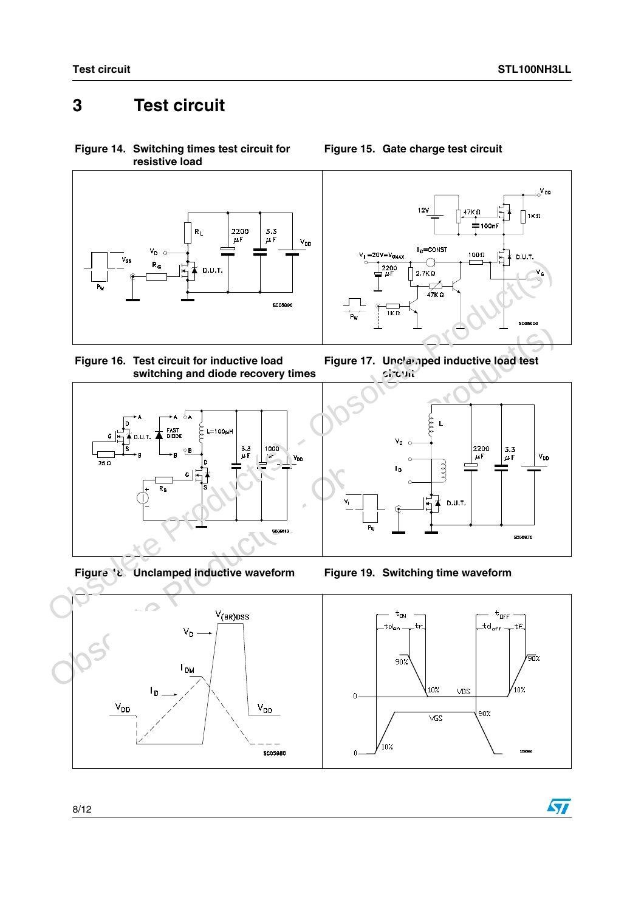# 3 Test circuit

**Figure 14. Switching times test circuit for resistive load**

**Figure 15. Gate charge test circuit**

**Figure 16. Test circuit for inductive load switching and diode recovery times**

**Figure 17. Unclamped inductive load test circuit**

**Figure 18. Unclamped inductive waveform**

**Figure 19. Switching time waveform**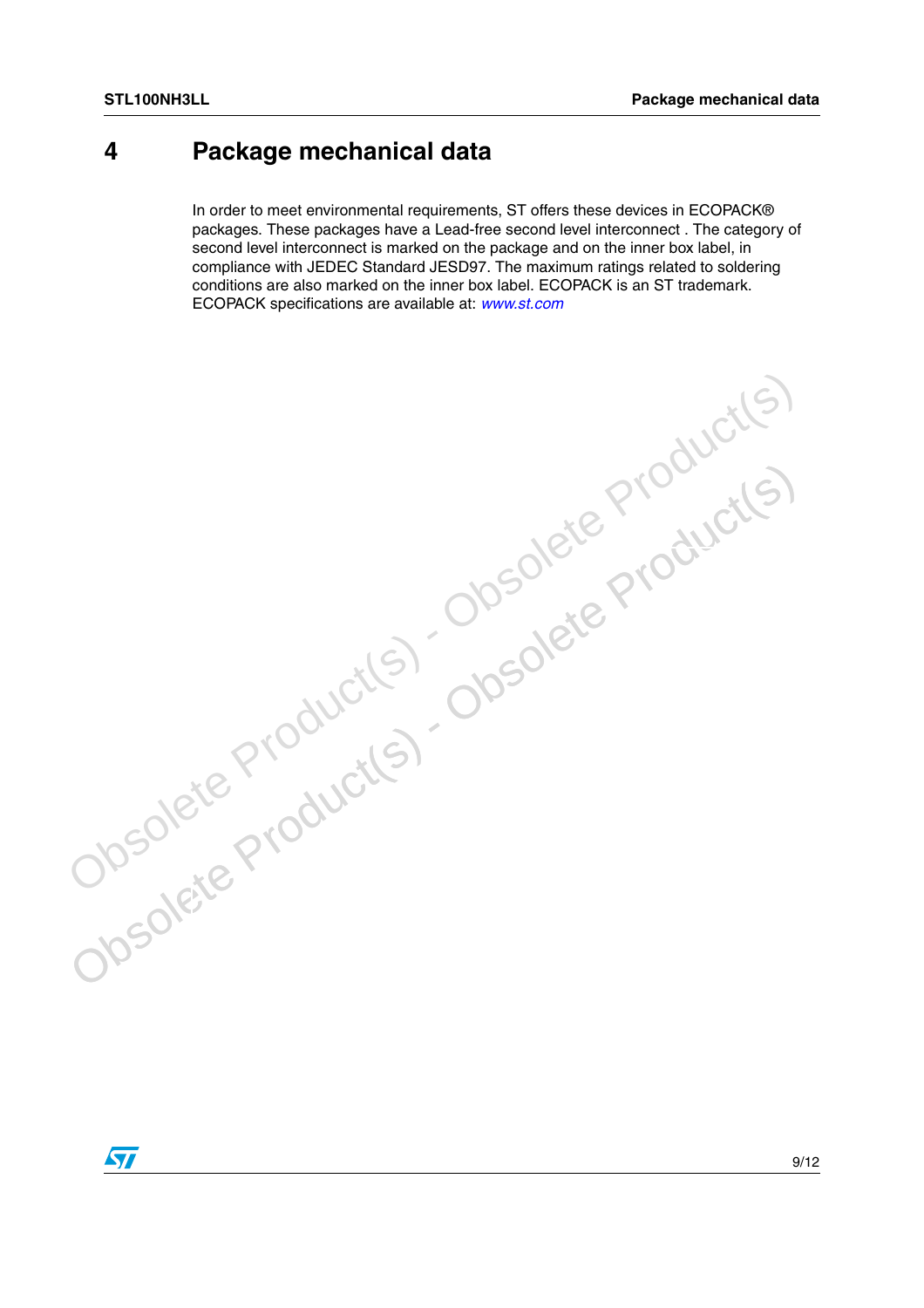# 4 Package mechanical data

In order to meet environmental requirements, ST offers these devices in ECOPACK® packages. These packages have a Lead-free second level interconnect . The category of second level interconnect is marked on the package and on the inner box label, in compliance with JEDEC Standard JESD97. The maximum ratings related to soldering conditions are also marked on the inner box label. ECOPACK is an ST trademark. ECOPACK specifications are available at: *www.st.com*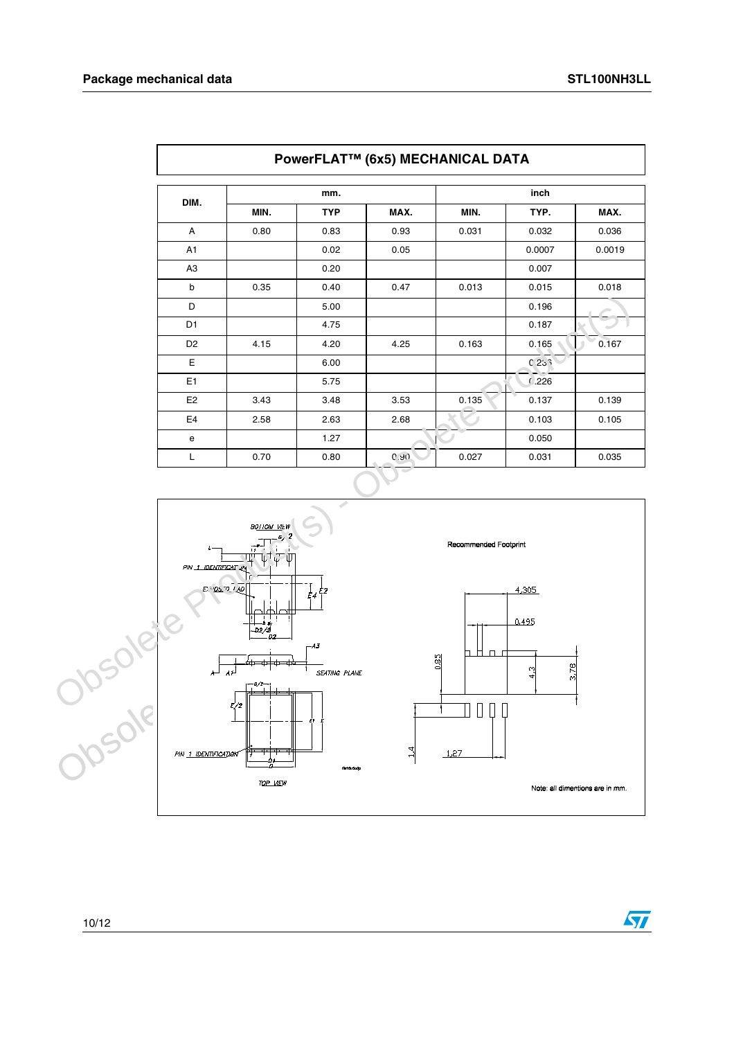## PowerFLAT™ (6x5) MECHANICAL DATA

| DIM. | mm. | | | inch | | |
|---|---|---|---|---|---|---|
| | MIN. | TYP | MAX. | MIN. | TYP. | MAX. |
| A | 0.80 | 0.83 | 0.93 | 0.031 | 0.032 | 0.036 |
| A1 | | 0.02 | 0.05 | | 0.0007 | 0.0019 |
| A3 | | 0.20 | | | 0.007 | |
| b | 0.35 | 0.40 | 0.47 | 0.013 | 0.015 | 0.018 |
| D | | 5.00 | | | 0.196 | |
| D1 | | 4.75 | | | 0.187 | |
| D2 | 4.15 | 4.20 | 4.25 | 0.163 | 0.165 | 0.167 |
| E | | 6.00 | | | 0.236 | |
| E1 | | 5.75 | | | 0.226 | |
| E2 | 3.43 | 3.48 | 3.53 | 0.135 | 0.137 | 0.139 |
| E4 | 2.58 | 2.63 | 2.68 | | 0.103 | 0.105 |
| e | | 1.27 | | | 0.050 | |
| L | 0.70 | 0.80 | 0.90 | 0.027 | 0.031 | 0.035 |

Recommended Footprint

Note: all dimentions are in mm.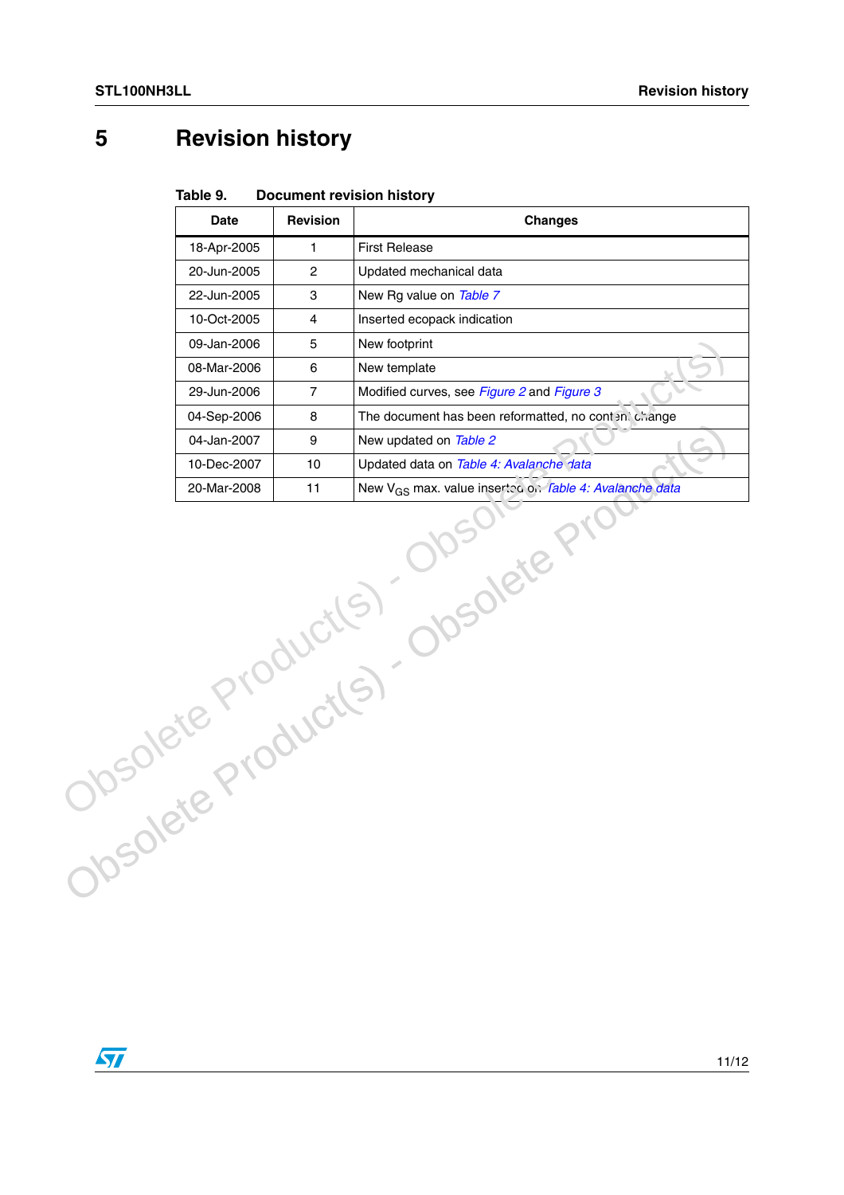# 5 Revision history

Table 9. Document revision history

| Date | Revision | Changes |
|---|---|---|
| 18-Apr-2005 | 1 | First Release |
| 20-Jun-2005 | 2 | Updated mechanical data |
| 22-Jun-2005 | 3 | New Rg value on Table 7 |
| 10-Oct-2005 | 4 | Inserted ecopack indication |
| 09-Jan-2006 | 5 | New footprint |
| 08-Mar-2006 | 6 | New template |
| 29-Jun-2006 | 7 | Modified curves, see Figure 2 and Figure 3 |
| 04-Sep-2006 | 8 | The document has been reformatted, no content change |
| 04-Jan-2007 | 9 | New updated on Table 2 |
| 10-Dec-2007 | 10 | Updated data on Table 4: Avalanche data |
| 20-Mar-2008 | 11 | New $V_{GS}$ max. value inserted on Table 4: Avalanche data |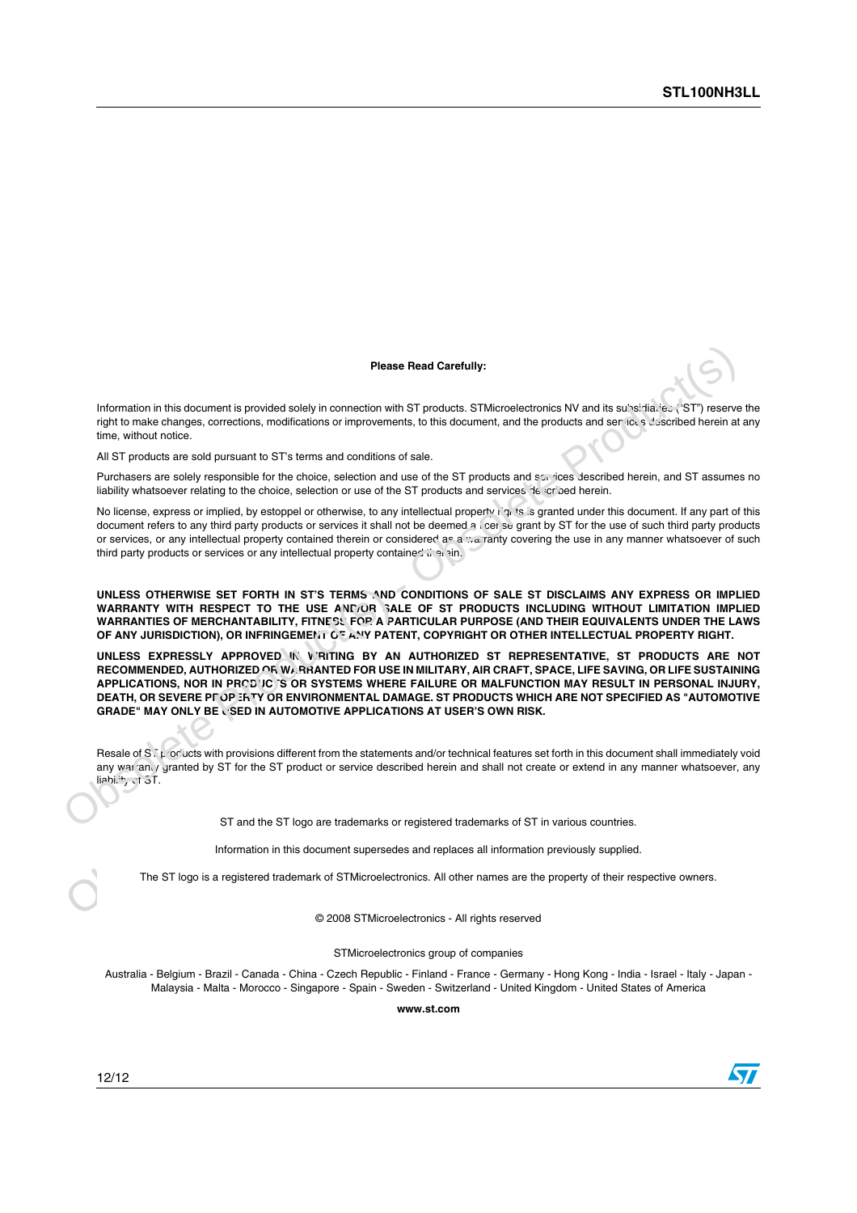**Please Read Carefully:**

Information in this document is provided solely in connection with ST products. STMicroelectronics NV and its subsidiaries ("ST") reserve the right to make changes, corrections, modifications or improvements, to this document, and the products and services described herein at any time, without notice.

All ST products are sold pursuant to ST's terms and conditions of sale.

Purchasers are solely responsible for the choice, selection and use of the ST products and services described herein, and ST assumes no liability whatsoever relating to the choice, selection or use of the ST products and services described herein.

No license, express or implied, by estoppel or otherwise, to any intellectual property rights is granted under this document. If any part of this document refers to any third party products or services it shall not be deemed a license grant by ST for the use of such third party products or services, or any intellectual property contained therein or considered as a warranty covering the use in any manner whatsoever of such third party products or services or any intellectual property contained therein.

**UNLESS OTHERWISE SET FORTH IN ST'S TERMS AND CONDITIONS OF SALE ST DISCLAIMS ANY EXPRESS OR IMPLIED WARRANTY WITH RESPECT TO THE USE AND/OR SALE OF ST PRODUCTS INCLUDING WITHOUT LIMITATION IMPLIED WARRANTIES OF MERCHANTABILITY, FITNESS FOR A PARTICULAR PURPOSE (AND THEIR EQUIVALENTS UNDER THE LAWS OF ANY JURISDICTION), OR INFRINGEMENT OF ANY PATENT, COPYRIGHT OR OTHER INTELLECTUAL PROPERTY RIGHT.**

**UNLESS EXPRESSLY APPROVED IN WRITING BY AN AUTHORIZED ST REPRESENTATIVE, ST PRODUCTS ARE NOT RECOMMENDED, AUTHORIZED OR WARRANTED FOR USE IN MILITARY, AIR CRAFT, SPACE, LIFE SAVING, OR LIFE SUSTAINING APPLICATIONS, NOR IN PRODUCTS OR SYSTEMS WHERE FAILURE OR MALFUNCTION MAY RESULT IN PERSONAL INJURY, DEATH, OR SEVERE PROPERTY OR ENVIRONMENTAL DAMAGE. ST PRODUCTS WHICH ARE NOT SPECIFIED AS "AUTOMOTIVE GRADE" MAY ONLY BE USED IN AUTOMOTIVE APPLICATIONS AT USER'S OWN RISK.**

Resale of ST products with provisions different from the statements and/or technical features set forth in this document shall immediately void any warranty granted by ST for the ST product or service described herein and shall not create or extend in any manner whatsoever, any liability of ST.

ST and the ST logo are trademarks or registered trademarks of ST in various countries.

Information in this document supersedes and replaces all information previously supplied.

The ST logo is a registered trademark of STMicroelectronics. All other names are the property of their respective owners.

© 2008 STMicroelectronics - All rights reserved

STMicroelectronics group of companies

Australia - Belgium - Brazil - Canada - China - Czech Republic - Finland - France - Germany - Hong Kong - India - Israel - Italy - Japan - Malaysia - Malta - Morocco - Singapore - Spain - Sweden - Switzerland - United Kingdom - United States of America

**www.st.com**